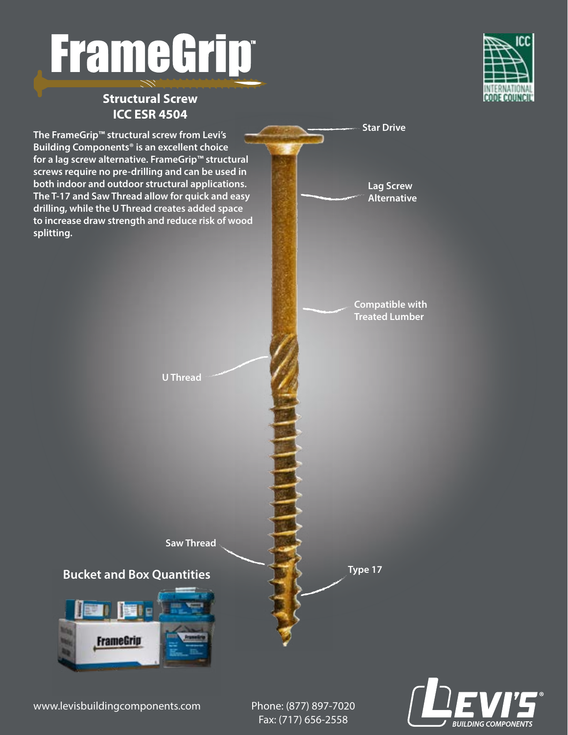# FrameGrip™

## Structural Screw
## ICC ESR 4504

The FrameGrip™ structural screw from Levi's Building Components® is an excellent choice for a lag screw alternative. FrameGrip™ structural screws require no pre-drilling and can be used in both indoor and outdoor structural applications. The T-17 and Saw Thread allow for quick and easy drilling, while the U Thread creates added space to increase draw strength and reduce risk of wood splitting.

- Star Drive
- Lag Screw Alternative
- Compatible with Treated Lumber
- U Thread
- Saw Thread
- Type 17

### Bucket and Box Quantities

www.levisbuildingcomponents.com

Phone: (877) 897-7020
Fax: (717) 656-2558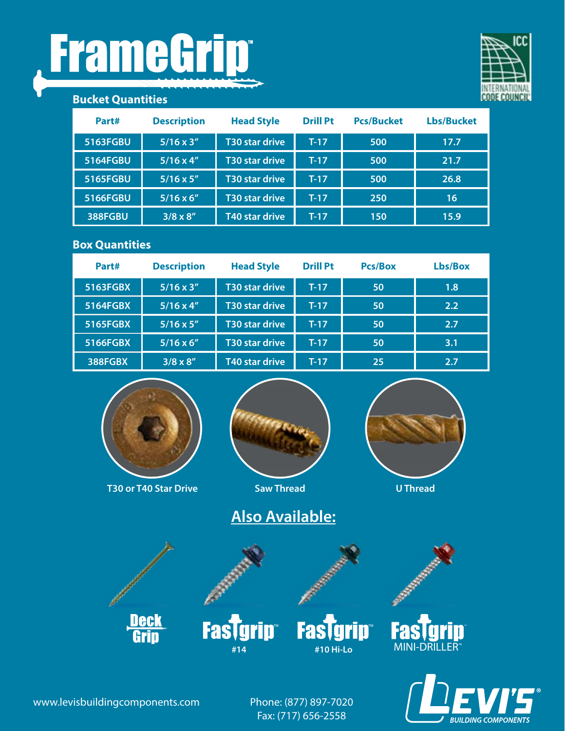# FrameGrip™

## Bucket Quantities

| Part# | Description | Head Style | Drill Pt | Pcs/Bucket | Lbs/Bucket |
|---|---|---|---|---|---|
| 5163FGBU | 5/16 x 3″ | T30 star drive | T-17 | 500 | 17.7 |
| 5164FGBU | 5/16 x 4″ | T30 star drive | T-17 | 500 | 21.7 |
| 5165FGBU | 5/16 x 5″ | T30 star drive | T-17 | 500 | 26.8 |
| 5166FGBU | 5/16 x 6″ | T30 star drive | T-17 | 250 | 16 |
| 388FGBU | 3/8 x 8″ | T40 star drive | T-17 | 150 | 15.9 |

## Box Quantities

| Part# | Description | Head Style | Drill Pt | Pcs/Box | Lbs/Box |
|---|---|---|---|---|---|
| 5163FGBX | 5/16 x 3″ | T30 star drive | T-17 | 50 | 1.8 |
| 5164FGBX | 5/16 x 4″ | T30 star drive | T-17 | 50 | 2.2 |
| 5165FGBX | 5/16 x 5″ | T30 star drive | T-17 | 50 | 2.7 |
| 5166FGBX | 5/16 x 6″ | T30 star drive | T-17 | 50 | 3.1 |
| 388FGBX | 3/8 x 8″ | T40 star drive | T-17 | 25 | 2.7 |

T30 or T40 Star Drive

Saw Thread

U Thread

## Also Available:

Deck Grip

Fastgrip™ #14

Fastgrip™ #10 Hi-Lo

Fastgrip™ MINI-DRILLER™

www.levisbuildingcomponents.com

Phone: (877) 897-7020
Fax: (717) 656-2558

LEVI'S® BUILDING COMPONENTS